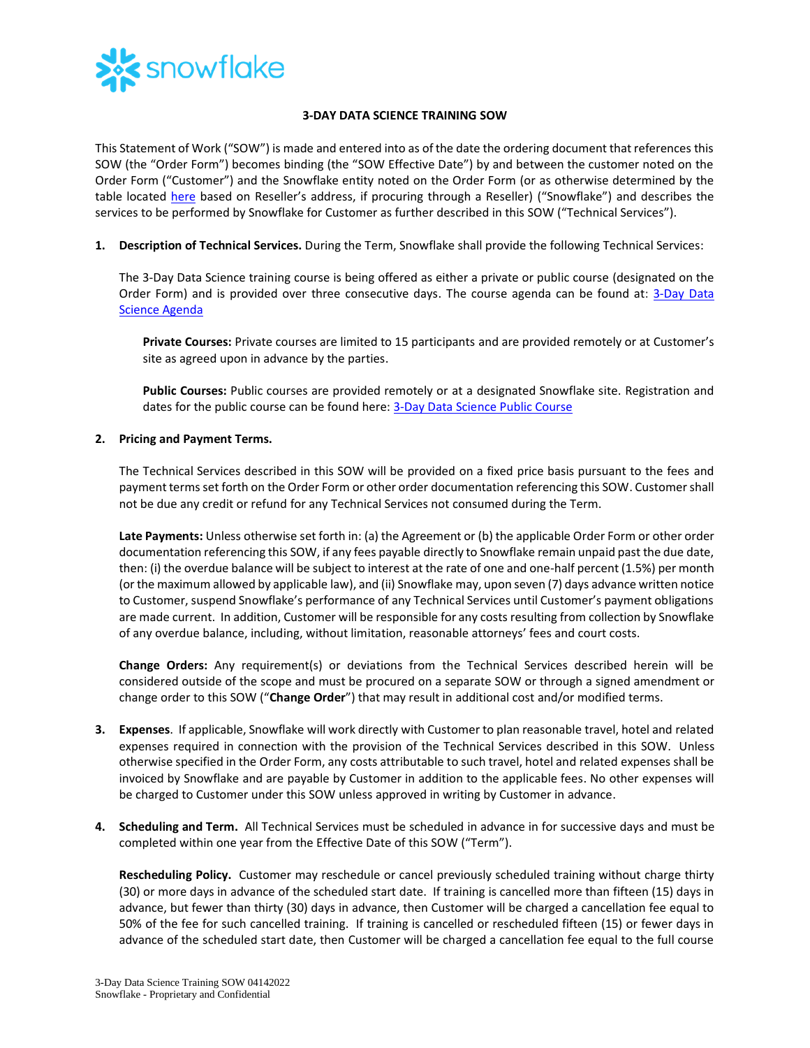# 3-DAY DATA SCIENCE TRAINING SOW

This Statement of Work ("SOW") is made and entered into as of the date the ordering document that references this SOW (the "Order Form") becomes binding (the "SOW Effective Date") by and between the customer noted on the Order Form ("Customer") and the Snowflake entity noted on the Order Form (or as otherwise determined by the table located here based on Reseller's address, if procuring through a Reseller) ("Snowflake") and describes the services to be performed by Snowflake for Customer as further described in this SOW ("Technical Services").

1. **Description of Technical Services.** During the Term, Snowflake shall provide the following Technical Services:

   The 3-Day Data Science training course is being offered as either a private or public course (designated on the Order Form) and is provided over three consecutive days. The course agenda can be found at: 3-Day Data Science Agenda

   **Private Courses:** Private courses are limited to 15 participants and are provided remotely or at Customer's site as agreed upon in advance by the parties.

   **Public Courses:** Public courses are provided remotely or at a designated Snowflake site. Registration and dates for the public course can be found here: 3-Day Data Science Public Course

2. **Pricing and Payment Terms.**

   The Technical Services described in this SOW will be provided on a fixed price basis pursuant to the fees and payment terms set forth on the Order Form or other order documentation referencing this SOW. Customer shall not be due any credit or refund for any Technical Services not consumed during the Term.

   **Late Payments:** Unless otherwise set forth in: (a) the Agreement or (b) the applicable Order Form or other order documentation referencing this SOW, if any fees payable directly to Snowflake remain unpaid past the due date, then: (i) the overdue balance will be subject to interest at the rate of one and one-half percent (1.5%) per month (or the maximum allowed by applicable law), and (ii) Snowflake may, upon seven (7) days advance written notice to Customer, suspend Snowflake's performance of any Technical Services until Customer's payment obligations are made current. In addition, Customer will be responsible for any costs resulting from collection by Snowflake of any overdue balance, including, without limitation, reasonable attorneys' fees and court costs.

   **Change Orders:** Any requirement(s) or deviations from the Technical Services described herein will be considered outside of the scope and must be procured on a separate SOW or through a signed amendment or change order to this SOW ("**Change Order**") that may result in additional cost and/or modified terms.

3. **Expenses**. If applicable, Snowflake will work directly with Customer to plan reasonable travel, hotel and related expenses required in connection with the provision of the Technical Services described in this SOW. Unless otherwise specified in the Order Form, any costs attributable to such travel, hotel and related expenses shall be invoiced by Snowflake and are payable by Customer in addition to the applicable fees. No other expenses will be charged to Customer under this SOW unless approved in writing by Customer in advance.

4. **Scheduling and Term.** All Technical Services must be scheduled in advance in for successive days and must be completed within one year from the Effective Date of this SOW ("Term").

   **Rescheduling Policy.** Customer may reschedule or cancel previously scheduled training without charge thirty (30) or more days in advance of the scheduled start date. If training is cancelled more than fifteen (15) days in advance, but fewer than thirty (30) days in advance, then Customer will be charged a cancellation fee equal to 50% of the fee for such cancelled training. If training is cancelled or rescheduled fifteen (15) or fewer days in advance of the scheduled start date, then Customer will be charged a cancellation fee equal to the full course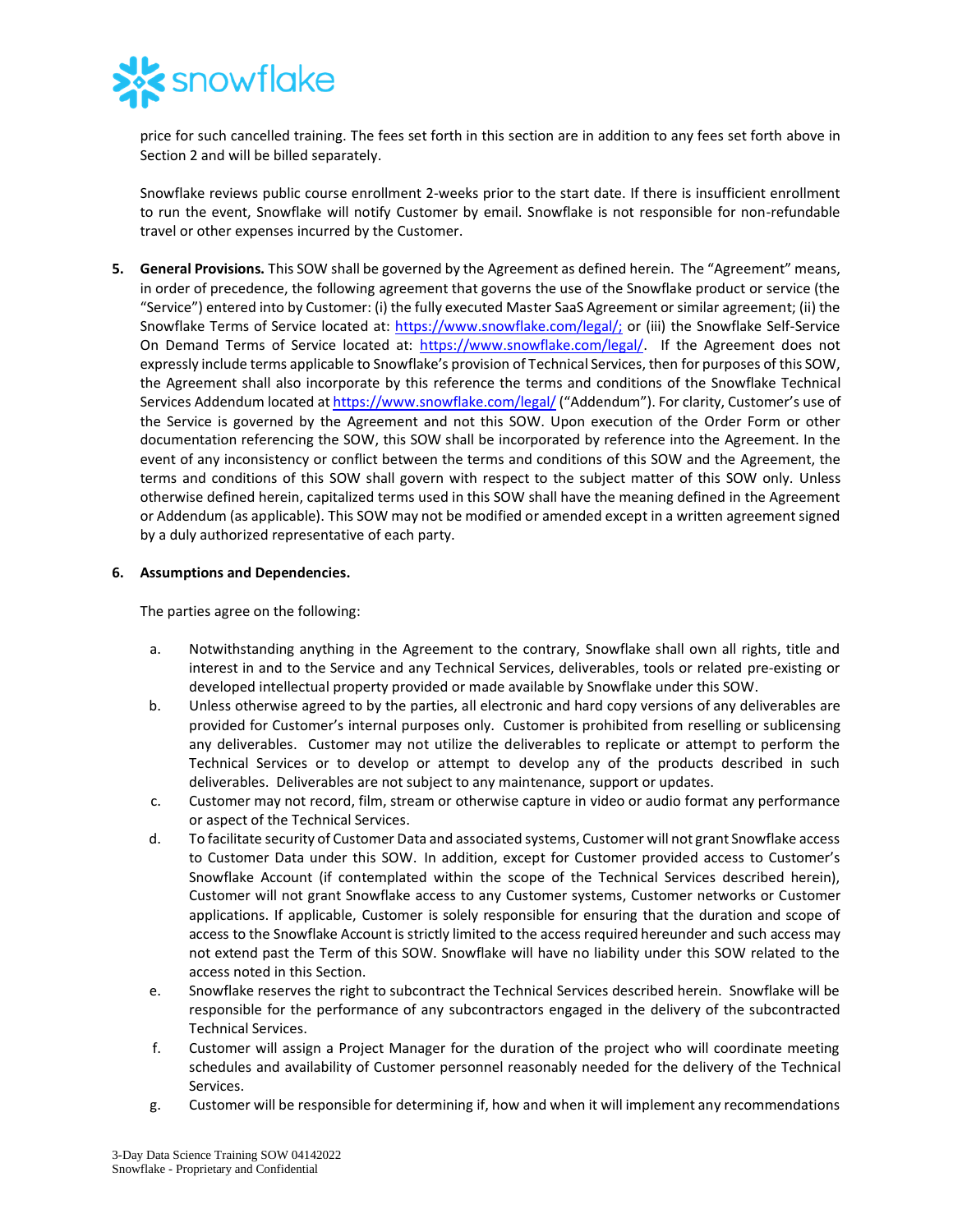price for such cancelled training. The fees set forth in this section are in addition to any fees set forth above in Section 2 and will be billed separately.

Snowflake reviews public course enrollment 2-weeks prior to the start date. If there is insufficient enrollment to run the event, Snowflake will notify Customer by email. Snowflake is not responsible for non-refundable travel or other expenses incurred by the Customer.

5. **General Provisions.** This SOW shall be governed by the Agreement as defined herein. The "Agreement" means, in order of precedence, the following agreement that governs the use of the Snowflake product or service (the "Service") entered into by Customer: (i) the fully executed Master SaaS Agreement or similar agreement; (ii) the Snowflake Terms of Service located at: https://www.snowflake.com/legal/; or (iii) the Snowflake Self-Service On Demand Terms of Service located at: https://www.snowflake.com/legal/. If the Agreement does not expressly include terms applicable to Snowflake's provision of Technical Services, then for purposes of this SOW, the Agreement shall also incorporate by this reference the terms and conditions of the Snowflake Technical Services Addendum located at https://www.snowflake.com/legal/ ("Addendum"). For clarity, Customer's use of the Service is governed by the Agreement and not this SOW. Upon execution of the Order Form or other documentation referencing the SOW, this SOW shall be incorporated by reference into the Agreement. In the event of any inconsistency or conflict between the terms and conditions of this SOW and the Agreement, the terms and conditions of this SOW shall govern with respect to the subject matter of this SOW only. Unless otherwise defined herein, capitalized terms used in this SOW shall have the meaning defined in the Agreement or Addendum (as applicable). This SOW may not be modified or amended except in a written agreement signed by a duly authorized representative of each party.

6. **Assumptions and Dependencies.**

   The parties agree on the following:

   a. Notwithstanding anything in the Agreement to the contrary, Snowflake shall own all rights, title and interest in and to the Service and any Technical Services, deliverables, tools or related pre-existing or developed intellectual property provided or made available by Snowflake under this SOW.
   b. Unless otherwise agreed to by the parties, all electronic and hard copy versions of any deliverables are provided for Customer's internal purposes only. Customer is prohibited from reselling or sublicensing any deliverables. Customer may not utilize the deliverables to replicate or attempt to perform the Technical Services or to develop or attempt to develop any of the products described in such deliverables. Deliverables are not subject to any maintenance, support or updates.
   c. Customer may not record, film, stream or otherwise capture in video or audio format any performance or aspect of the Technical Services.
   d. To facilitate security of Customer Data and associated systems, Customer will not grant Snowflake access to Customer Data under this SOW. In addition, except for Customer provided access to Customer's Snowflake Account (if contemplated within the scope of the Technical Services described herein), Customer will not grant Snowflake access to any Customer systems, Customer networks or Customer applications. If applicable, Customer is solely responsible for ensuring that the duration and scope of access to the Snowflake Account is strictly limited to the access required hereunder and such access may not extend past the Term of this SOW. Snowflake will have no liability under this SOW related to the access noted in this Section.
   e. Snowflake reserves the right to subcontract the Technical Services described herein. Snowflake will be responsible for the performance of any subcontractors engaged in the delivery of the subcontracted Technical Services.
   f. Customer will assign a Project Manager for the duration of the project who will coordinate meeting schedules and availability of Customer personnel reasonably needed for the delivery of the Technical Services.
   g. Customer will be responsible for determining if, how and when it will implement any recommendations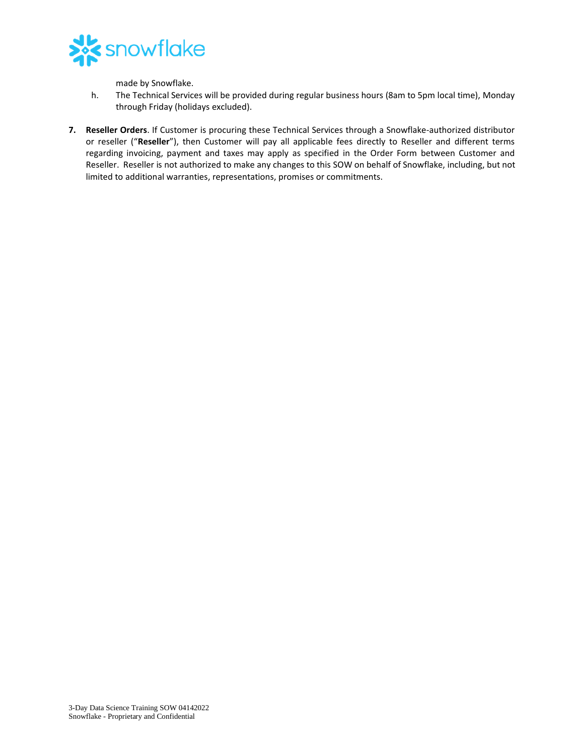made by Snowflake.

h. The Technical Services will be provided during regular business hours (8am to 5pm local time), Monday through Friday (holidays excluded).

7. **Reseller Orders**. If Customer is procuring these Technical Services through a Snowflake-authorized distributor or reseller ("**Reseller**"), then Customer will pay all applicable fees directly to Reseller and different terms regarding invoicing, payment and taxes may apply as specified in the Order Form between Customer and Reseller. Reseller is not authorized to make any changes to this SOW on behalf of Snowflake, including, but not limited to additional warranties, representations, promises or commitments.